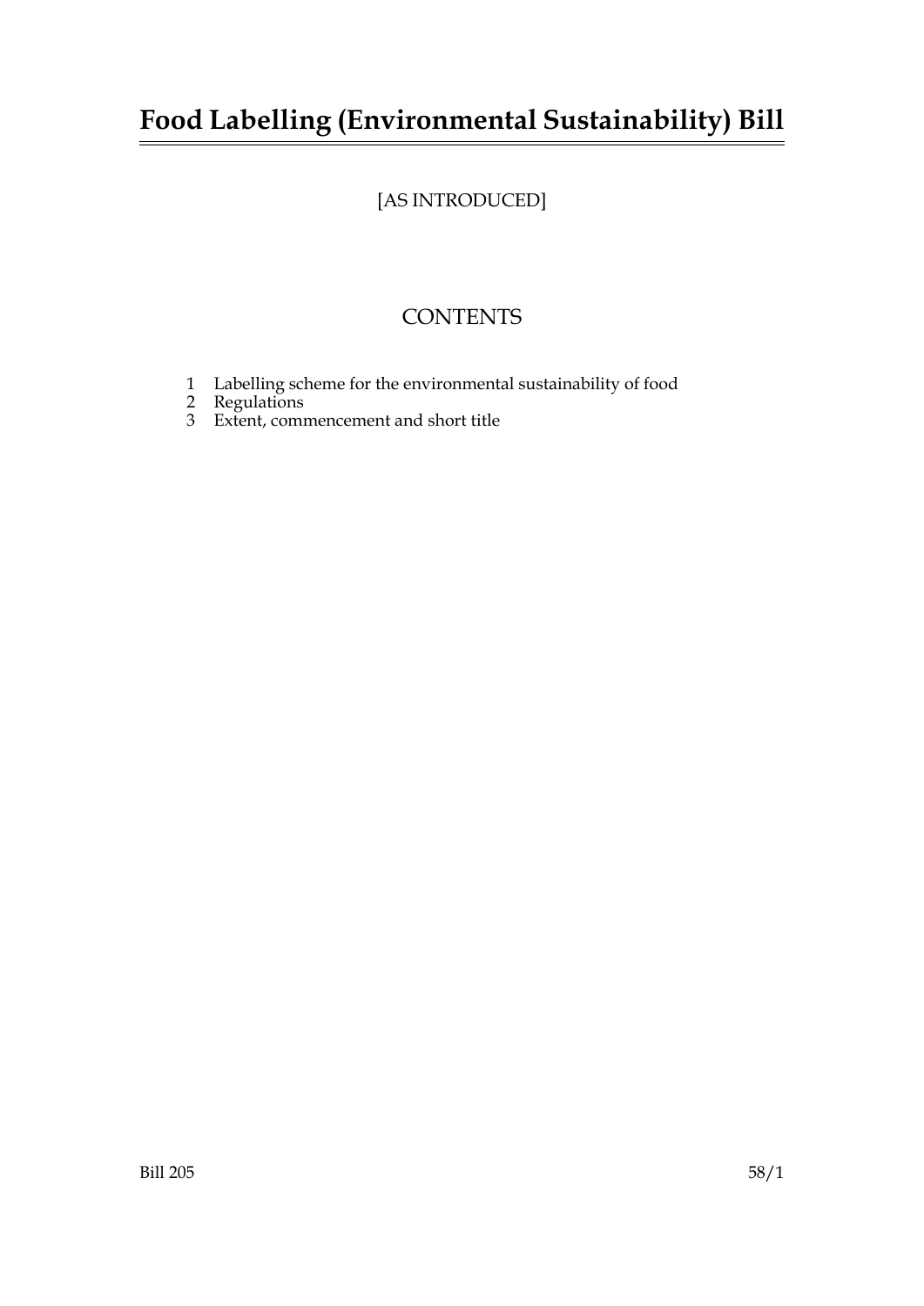# Food Labelling (Environmental Sustainability) Bill

[AS INTRODUCED]

## CONTENTS

1 Labelling scheme for the environmental sustainability of food
2 Regulations
3 Extent, commencement and short title

Bill 205 58/1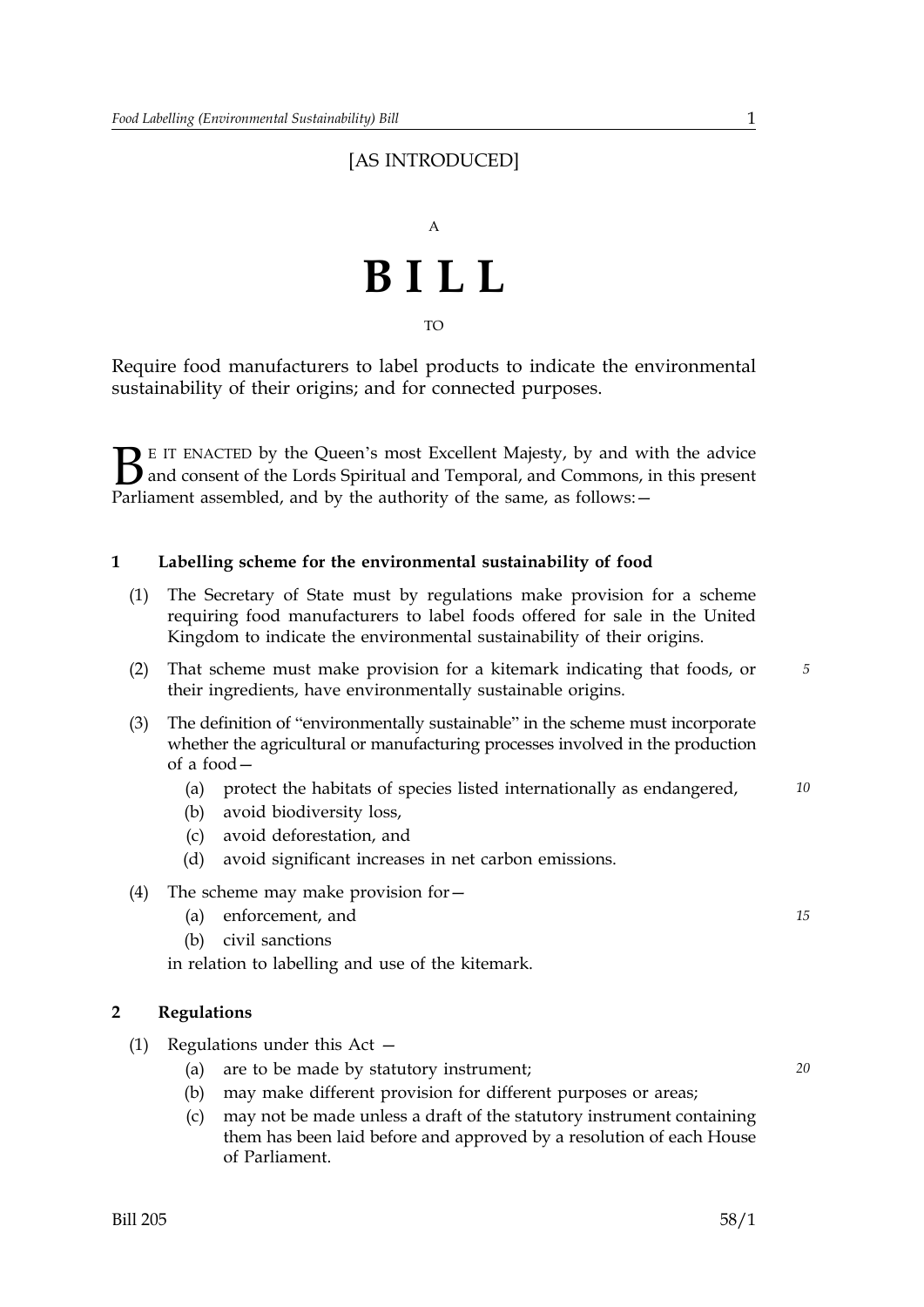[AS INTRODUCED]

A

# BILL

TO

Require food manufacturers to label products to indicate the environmental sustainability of their origins; and for connected purposes.

BE IT ENACTED by the Queen's most Excellent Majesty, by and with the advice and consent of the Lords Spiritual and Temporal, and Commons, in this present Parliament assembled, and by the authority of the same, as follows:—

## 1 Labelling scheme for the environmental sustainability of food

(1) The Secretary of State must by regulations make provision for a scheme requiring food manufacturers to label foods offered for sale in the United Kingdom to indicate the environmental sustainability of their origins.

(2) That scheme must make provision for a kitemark indicating that foods, or their ingredients, have environmentally sustainable origins.

(3) The definition of "environmentally sustainable" in the scheme must incorporate whether the agricultural or manufacturing processes involved in the production of a food—

- (a) protect the habitats of species listed internationally as endangered,
- (b) avoid biodiversity loss,
- (c) avoid deforestation, and
- (d) avoid significant increases in net carbon emissions.

(4) The scheme may make provision for—

- (a) enforcement, and
- (b) civil sanctions

in relation to labelling and use of the kitemark.

## 2 Regulations

(1) Regulations under this Act —

- (a) are to be made by statutory instrument;
- (b) may make different provision for different purposes or areas;
- (c) may not be made unless a draft of the statutory instrument containing them has been laid before and approved by a resolution of each House of Parliament.

Bill 205 58/1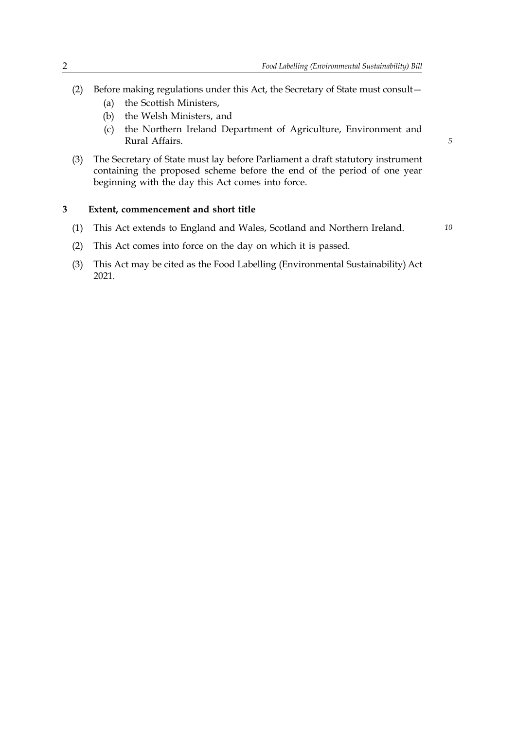(2) Before making regulations under this Act, the Secretary of State must consult—

   (a) the Scottish Ministers,

   (b) the Welsh Ministers, and

   (c) the Northern Ireland Department of Agriculture, Environment and Rural Affairs.

(3) The Secretary of State must lay before Parliament a draft statutory instrument containing the proposed scheme before the end of the period of one year beginning with the day this Act comes into force.

### 3 Extent, commencement and short title

(1) This Act extends to England and Wales, Scotland and Northern Ireland.

(2) This Act comes into force on the day on which it is passed.

(3) This Act may be cited as the Food Labelling (Environmental Sustainability) Act 2021.